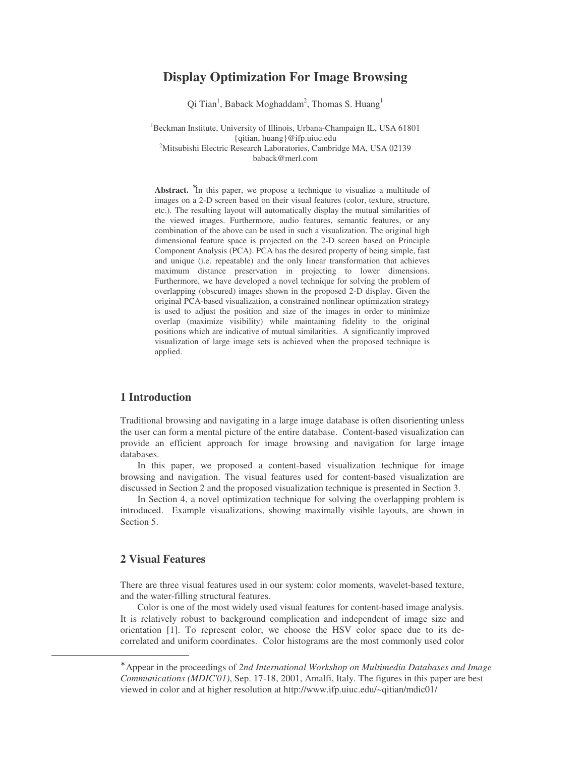# Display Optimization For Image Browsing

Qi Tian[1], Baback Moghaddam[2], Thomas S. Huang[1]

[1]Beckman Institute, University of Illinois, Urbana-Champaign IL, USA 61801
{qitian, huang}@ifp.uiuc.edu
[2]Mitsubishi Electric Research Laboratories, Cambridge MA, USA 02139
baback@merl.com

**Abstract.** *In this paper, we propose a technique to visualize a multitude of images on a 2-D screen based on their visual features (color, texture, structure, etc.). The resulting layout will automatically display the mutual similarities of the viewed images. Furthermore, audio features, semantic features, or any combination of the above can be used in such a visualization. The original high dimensional feature space is projected on the 2-D screen based on Principle Component Analysis (PCA). PCA has the desired property of being simple, fast and unique (i.e. repeatable) and the only linear transformation that achieves maximum distance preservation in projecting to lower dimensions. Furthermore, we have developed a novel technique for solving the problem of overlapping (obscured) images shown in the proposed 2-D display. Given the original PCA-based visualization, a constrained nonlinear optimization strategy is used to adjust the position and size of the images in order to minimize overlap (maximize visibility) while maintaining fidelity to the original positions which are indicative of mutual similarities. A significantly improved visualization of large image sets is achieved when the proposed technique is applied.

## 1 Introduction

Traditional browsing and navigating in a large image database is often disorienting unless the user can form a mental picture of the entire database. Content-based visualization can provide an efficient approach for image browsing and navigation for large image databases.

In this paper, we proposed a content-based visualization technique for image browsing and navigation. The visual features used for content-based visualization are discussed in Section 2 and the proposed visualization technique is presented in Section 3.

In Section 4, a novel optimization technique for solving the overlapping problem is introduced. Example visualizations, showing maximally visible layouts, are shown in Section 5.

## 2 Visual Features

There are three visual features used in our system: color moments, wavelet-based texture, and the water-filling structural features.

Color is one of the most widely used visual features for content-based image analysis. It is relatively robust to background complication and independent of image size and orientation [1]. To represent color, we choose the HSV color space due to its de-correlated and uniform coordinates. Color histograms are the most commonly used color

---

*Appear in the proceedings of *2nd International Workshop on Multimedia Databases and Image Communications (MDIC'01)*, Sep. 17-18, 2001, Amalfi, Italy. The figures in this paper are best viewed in color and at higher resolution at http://www.ifp.uiuc.edu/~qitian/mdic01/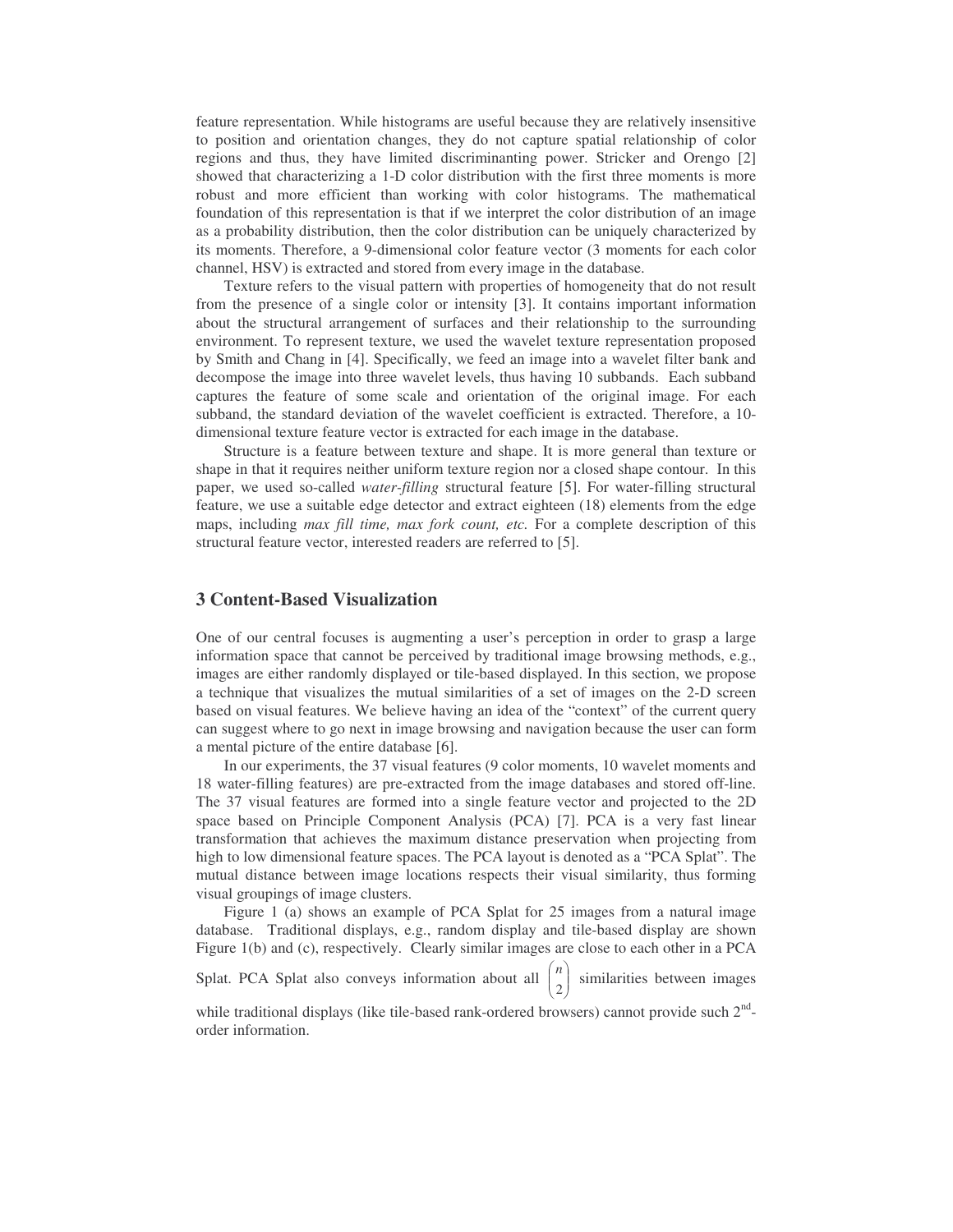feature representation. While histograms are useful because they are relatively insensitive to position and orientation changes, they do not capture spatial relationship of color regions and thus, they have limited discriminanting power. Stricker and Orengo [2] showed that characterizing a 1-D color distribution with the first three moments is more robust and more efficient than working with color histograms. The mathematical foundation of this representation is that if we interpret the color distribution of an image as a probability distribution, then the color distribution can be uniquely characterized by its moments. Therefore, a 9-dimensional color feature vector (3 moments for each color channel, HSV) is extracted and stored from every image in the database.

Texture refers to the visual pattern with properties of homogeneity that do not result from the presence of a single color or intensity [3]. It contains important information about the structural arrangement of surfaces and their relationship to the surrounding environment. To represent texture, we used the wavelet texture representation proposed by Smith and Chang in [4]. Specifically, we feed an image into a wavelet filter bank and decompose the image into three wavelet levels, thus having 10 subbands. Each subband captures the feature of some scale and orientation of the original image. For each subband, the standard deviation of the wavelet coefficient is extracted. Therefore, a 10-dimensional texture feature vector is extracted for each image in the database.

Structure is a feature between texture and shape. It is more general than texture or shape in that it requires neither uniform texture region nor a closed shape contour. In this paper, we used so-called *water-filling* structural feature [5]. For water-filling structural feature, we use a suitable edge detector and extract eighteen (18) elements from the edge maps, including *max fill time, max fork count, etc.* For a complete description of this structural feature vector, interested readers are referred to [5].

## 3 Content-Based Visualization

One of our central focuses is augmenting a user's perception in order to grasp a large information space that cannot be perceived by traditional image browsing methods, e.g., images are either randomly displayed or tile-based displayed. In this section, we propose a technique that visualizes the mutual similarities of a set of images on the 2-D screen based on visual features. We believe having an idea of the "context" of the current query can suggest where to go next in image browsing and navigation because the user can form a mental picture of the entire database [6].

In our experiments, the 37 visual features (9 color moments, 10 wavelet moments and 18 water-filling features) are pre-extracted from the image databases and stored off-line. The 37 visual features are formed into a single feature vector and projected to the 2D space based on Principle Component Analysis (PCA) [7]. PCA is a very fast linear transformation that achieves the maximum distance preservation when projecting from high to low dimensional feature spaces. The PCA layout is denoted as a "PCA Splat". The mutual distance between image locations respects their visual similarity, thus forming visual groupings of image clusters.

Figure 1 (a) shows an example of PCA Splat for 25 images from a natural image database. Traditional displays, e.g., random display and tile-based display are shown Figure 1(b) and (c), respectively. Clearly similar images are close to each other in a PCA Splat. PCA Splat also conveys information about all $\binom{n}{2}$ similarities between images while traditional displays (like tile-based rank-ordered browsers) cannot provide such $2^{nd}$-order information.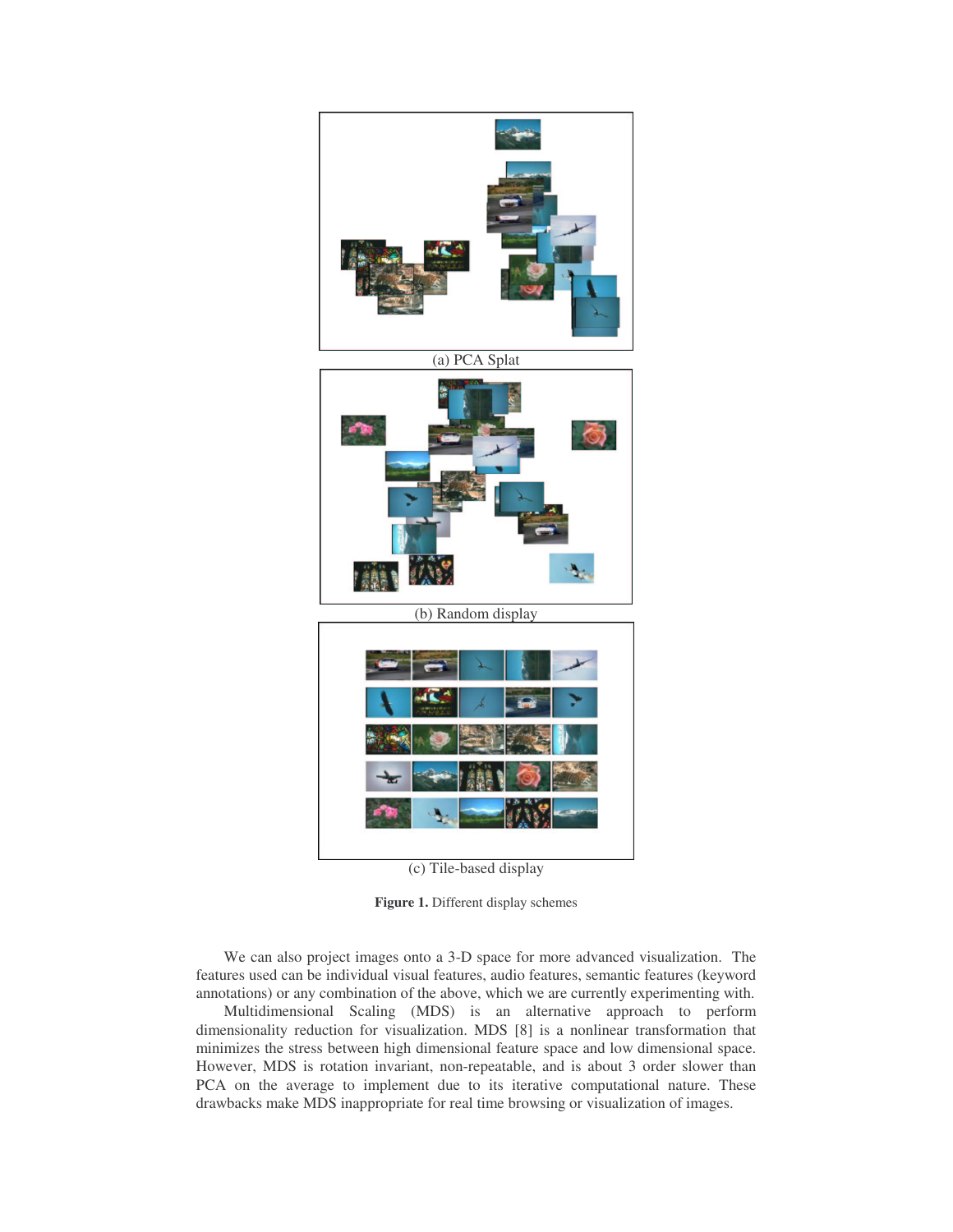(a) PCA Splat

(b) Random display

(c) Tile-based display

**Figure 1.** Different display schemes

We can also project images onto a 3-D space for more advanced visualization. The features used can be individual visual features, audio features, semantic features (keyword annotations) or any combination of the above, which we are currently experimenting with.

Multidimensional Scaling (MDS) is an alternative approach to perform dimensionality reduction for visualization. MDS [8] is a nonlinear transformation that minimizes the stress between high dimensional feature space and low dimensional space. However, MDS is rotation invariant, non-repeatable, and is about 3 order slower than PCA on the average to implement due to its iterative computational nature. These drawbacks make MDS inappropriate for real time browsing or visualization of images.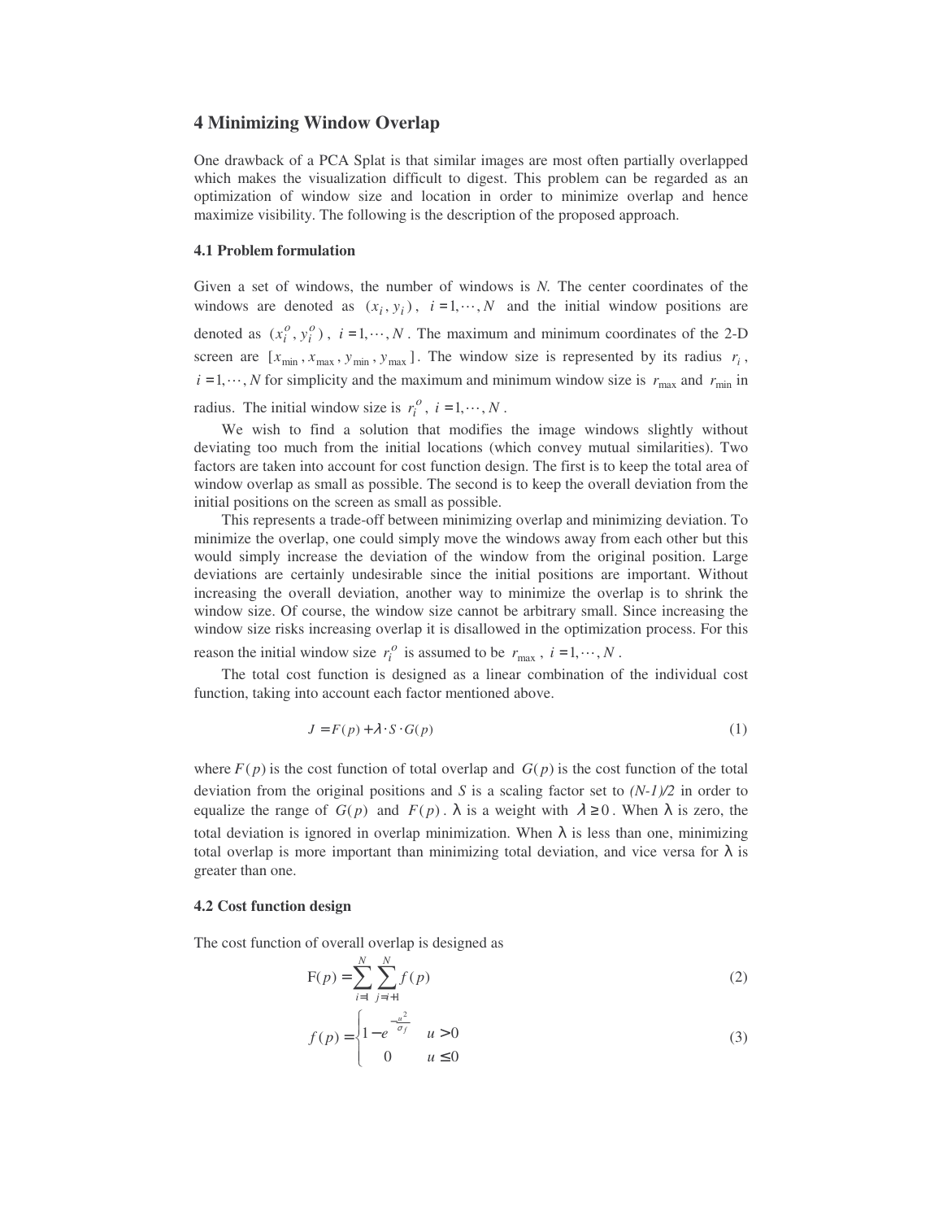## 4 Minimizing Window Overlap

One drawback of a PCA Splat is that similar images are most often partially overlapped which makes the visualization difficult to digest. This problem can be regarded as an optimization of window size and location in order to minimize overlap and hence maximize visibility. The following is the description of the proposed approach.

### 4.1 Problem formulation

Given a set of windows, the number of windows is *N*. The center coordinates of the windows are denoted as $(x_i, y_i)$, $i = 1, \cdots, N$ and the initial window positions are denoted as $(x_i^o, y_i^o)$, $i = 1, \cdots, N$. The maximum and minimum coordinates of the 2-D screen are $[x_{\min}, x_{\max}, y_{\min}, y_{\max}]$. The window size is represented by its radius $r_i$, $i = 1, \cdots, N$ for simplicity and the maximum and minimum window size is $r_{\max}$ and $r_{\min}$ in radius. The initial window size is $r_i^o$, $i = 1, \cdots, N$.

We wish to find a solution that modifies the image windows slightly without deviating too much from the initial locations (which convey mutual similarities). Two factors are taken into account for cost function design. The first is to keep the total area of window overlap as small as possible. The second is to keep the overall deviation from the initial positions on the screen as small as possible.

This represents a trade-off between minimizing overlap and minimizing deviation. To minimize the overlap, one could simply move the windows away from each other but this would simply increase the deviation of the window from the original position. Large deviations are certainly undesirable since the initial positions are important. Without increasing the overall deviation, another way to minimize the overlap is to shrink the window size. Of course, the window size cannot be arbitrary small. Since increasing the window size risks increasing overlap it is disallowed in the optimization process. For this reason the initial window size $r_i^o$ is assumed to be $r_{\max}$, $i = 1, \cdots, N$.

The total cost function is designed as a linear combination of the individual cost function, taking into account each factor mentioned above.

$$J = F(p) + \lambda \cdot S \cdot G(p) \tag{1}$$

where $F(p)$ is the cost function of total overlap and $G(p)$ is the cost function of the total deviation from the original positions and *S* is a scaling factor set to *(N-1)/2* in order to equalize the range of $G(p)$ and $F(p)$. $\lambda$ is a weight with $\lambda \geq 0$. When $\lambda$ is zero, the total deviation is ignored in overlap minimization. When $\lambda$ is less than one, minimizing total overlap is more important than minimizing total deviation, and vice versa for $\lambda$ is greater than one.

### 4.2 Cost function design

The cost function of overall overlap is designed as

$$\mathrm{F}(p) = \sum_{i=1}^{N} \sum_{j=i+1}^{N} f(p) \tag{2}$$

$$f(p) = \begin{cases} 1 - e^{-\frac{u^2}{\sigma_f}} & u > 0 \\ 0 & u \leq 0 \end{cases} \tag{3}$$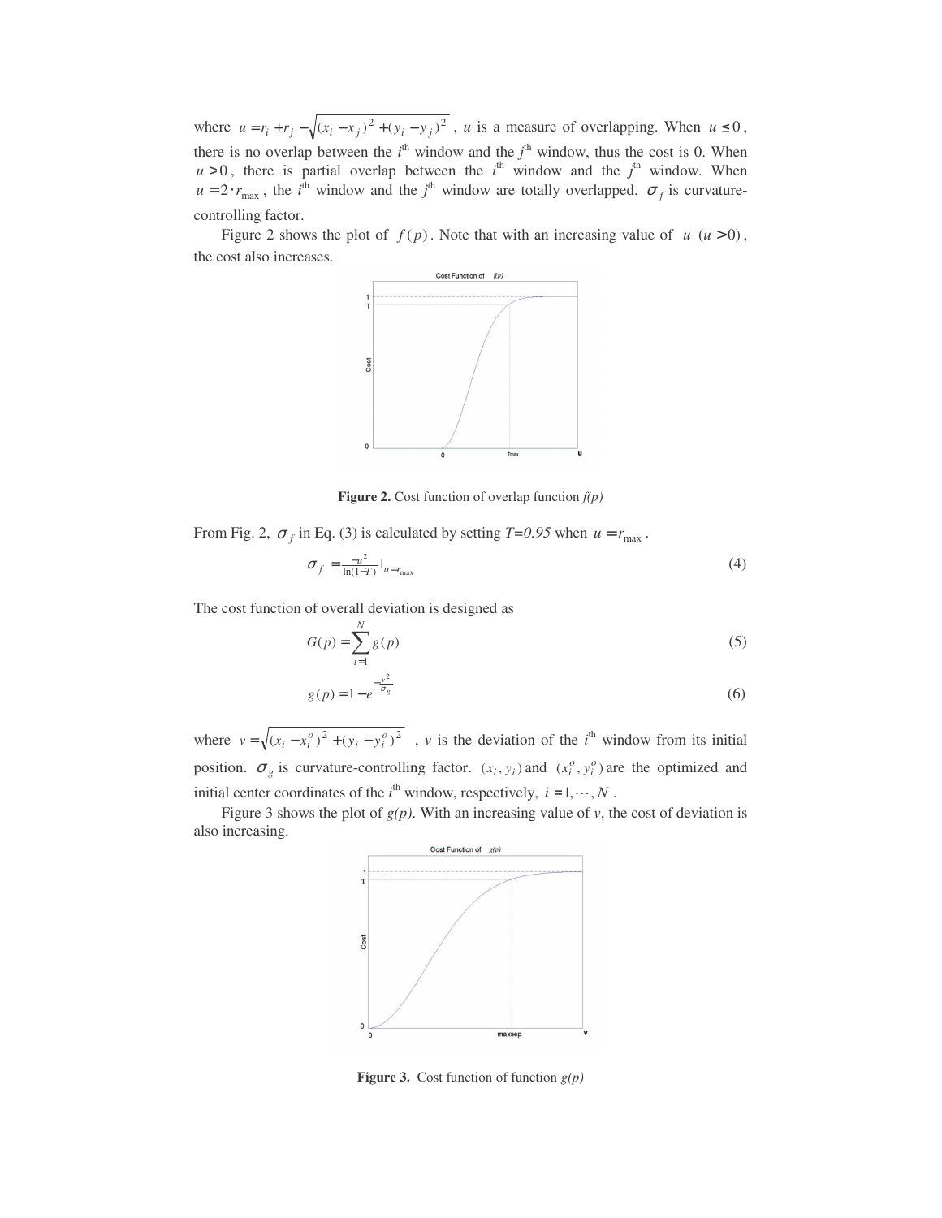where $u = r_i + r_j - \sqrt{(x_i - x_j)^2 + (y_i - y_j)^2}$ , $u$ is a measure of overlapping. When $u \le 0$, there is no overlap between the $i^{th}$ window and the $j^{th}$ window, thus the cost is 0. When $u > 0$, there is partial overlap between the $i^{th}$ window and the $j^{th}$ window. When $u = 2 \cdot r_{max}$, the $i^{th}$ window and the $j^{th}$ window are totally overlapped. $\sigma_f$ is curvature-controlling factor.

Figure 2 shows the plot of $f(p)$. Note that with an increasing value of $u$ ($u > 0$), the cost also increases.

**Figure 2.** Cost function of overlap function *f(p)*

From Fig. 2, $\sigma_f$ in Eq. (3) is calculated by setting *T=0.95* when $u = r_{max}$.

$$\sigma_f = \frac{-u^2}{\ln(1-T)} \Big|_{u = r_{max}} \tag{4}$$

The cost function of overall deviation is designed as

$$G(p) = \sum_{i=1}^{N} g(p) \tag{5}$$

$$g(p) = 1 - e^{-\frac{v^2}{\sigma_g}} \tag{6}$$

where $v = \sqrt{(x_i - x_i^o)^2 + (y_i - y_i^o)^2}$ , $v$ is the deviation of the $i^{th}$ window from its initial position. $\sigma_g$ is curvature-controlling factor. $(x_i, y_i)$ and $(x_i^o, y_i^o)$ are the optimized and initial center coordinates of the $i^{th}$ window, respectively, $i = 1, \cdots, N$.

Figure 3 shows the plot of *g(p)*. With an increasing value of *v*, the cost of deviation is also increasing.

**Figure 3.** Cost function of function *g(p)*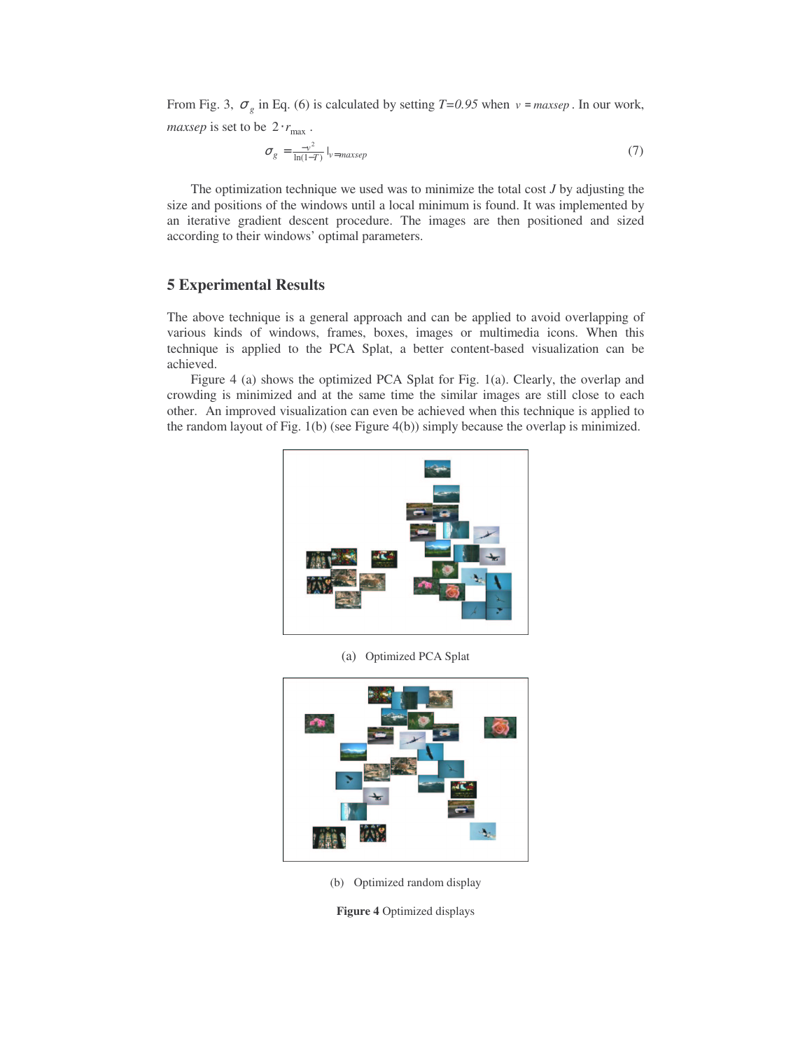From Fig. 3, $\sigma_g$ in Eq. (6) is calculated by setting $T=0.95$ when $v = maxsep$. In our work, *maxsep* is set to be $2 \cdot r_{\max}$.

$$\sigma_g = \frac{-v^2}{\ln(1-T)}\Big|_{v=maxsep} \tag{7}$$

The optimization technique we used was to minimize the total cost *J* by adjusting the size and positions of the windows until a local minimum is found. It was implemented by an iterative gradient descent procedure. The images are then positioned and sized according to their windows' optimal parameters.

## 5 Experimental Results

The above technique is a general approach and can be applied to avoid overlapping of various kinds of windows, frames, boxes, images or multimedia icons. When this technique is applied to the PCA Splat, a better content-based visualization can be achieved.

Figure 4 (a) shows the optimized PCA Splat for Fig. 1(a). Clearly, the overlap and crowding is minimized and at the same time the similar images are still close to each other. An improved visualization can even be achieved when this technique is applied to the random layout of Fig. 1(b) (see Figure 4(b)) simply because the overlap is minimized.

(a) Optimized PCA Splat

(b) Optimized random display

**Figure 4** Optimized displays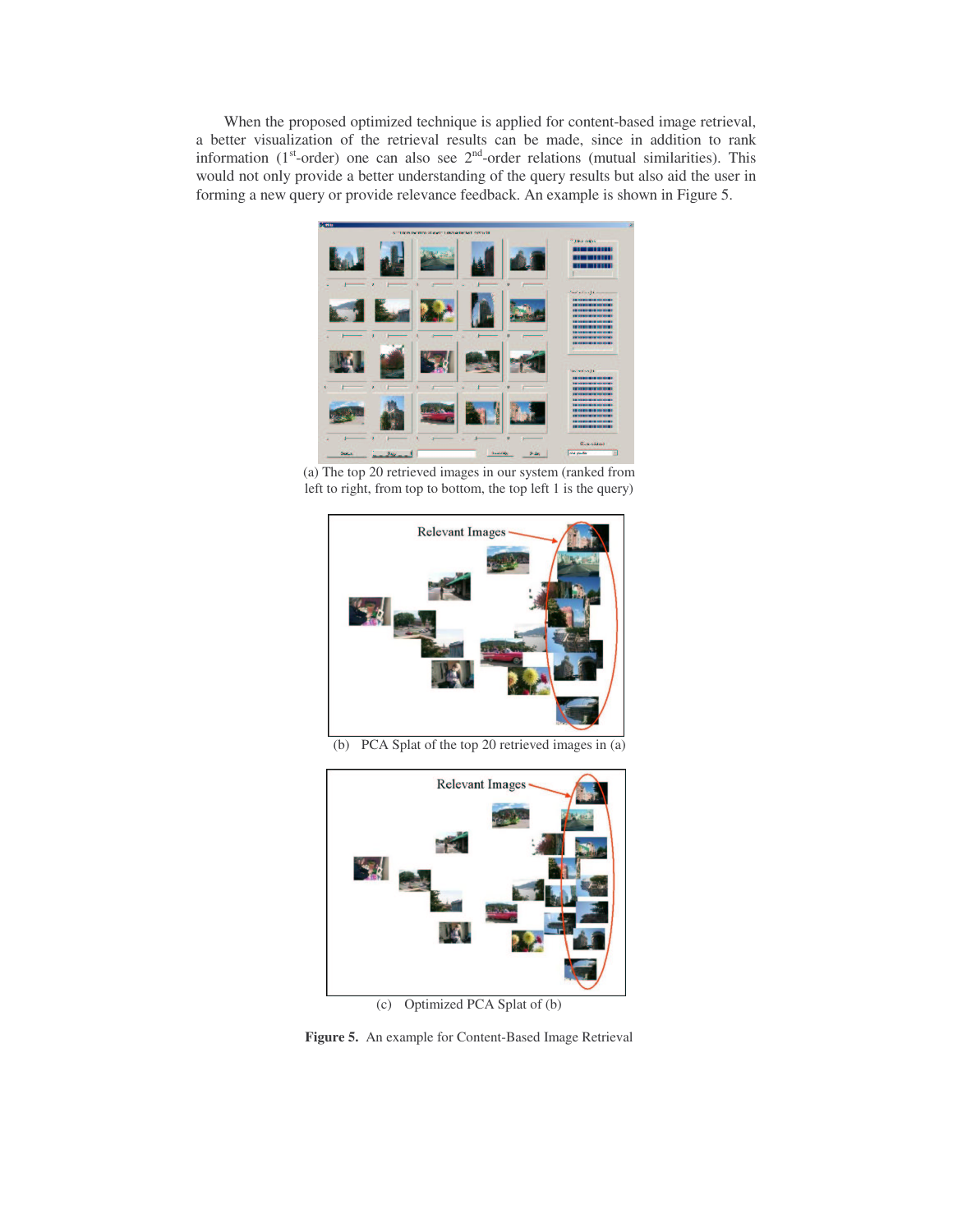When the proposed optimized technique is applied for content-based image retrieval, a better visualization of the retrieval results can be made, since in addition to rank information (1st-order) one can also see 2nd-order relations (mutual similarities). This would not only provide a better understanding of the query results but also aid the user in forming a new query or provide relevance feedback. An example is shown in Figure 5.

(a) The top 20 retrieved images in our system (ranked from left to right, from top to bottom, the top left 1 is the query)

(b) PCA Splat of the top 20 retrieved images in (a)

(c) Optimized PCA Splat of (b)

**Figure 5.** An example for Content-Based Image Retrieval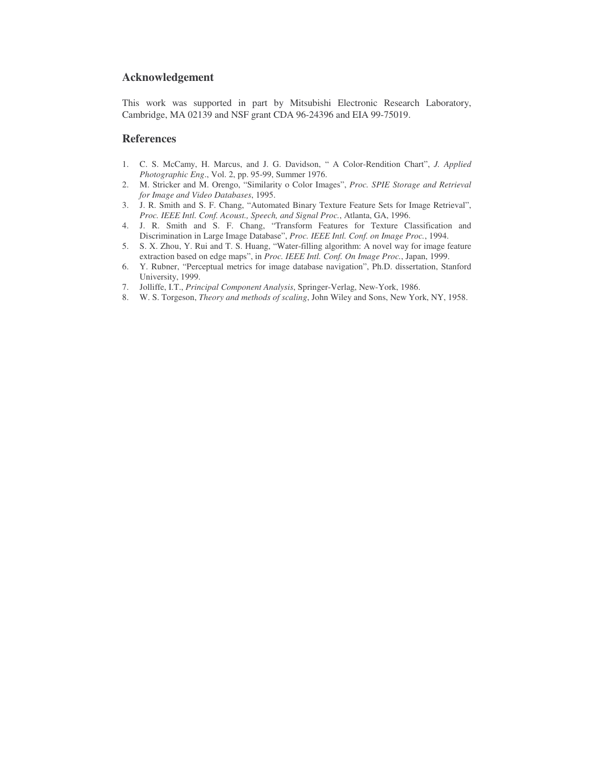## Acknowledgement

This work was supported in part by Mitsubishi Electronic Research Laboratory, Cambridge, MA 02139 and NSF grant CDA 96-24396 and EIA 99-75019.

## References

1. C. S. McCamy, H. Marcus, and J. G. Davidson, " A Color-Rendition Chart", *J. Applied Photographic Eng*., Vol. 2, pp. 95-99, Summer 1976.
2. M. Stricker and M. Orengo, "Similarity o Color Images", *Proc. SPIE Storage and Retrieval for Image and Video Databases*, 1995.
3. J. R. Smith and S. F. Chang, "Automated Binary Texture Feature Sets for Image Retrieval", *Proc. IEEE Intl. Conf. Acoust., Speech, and Signal Proc.*, Atlanta, GA, 1996.
4. J. R. Smith and S. F. Chang, "Transform Features for Texture Classification and Discrimination in Large Image Database", *Proc. IEEE Intl. Conf. on Image Proc.*, 1994.
5. S. X. Zhou, Y. Rui and T. S. Huang, "Water-filling algorithm: A novel way for image feature extraction based on edge maps", in *Proc. IEEE Intl. Conf. On Image Proc.*, Japan, 1999.
6. Y. Rubner, "Perceptual metrics for image database navigation", Ph.D. dissertation, Stanford University, 1999.
7. Jolliffe, I.T., *Principal Component Analysis*, Springer-Verlag, New-York, 1986.
8. W. S. Torgeson, *Theory and methods of scaling*, John Wiley and Sons, New York, NY, 1958.